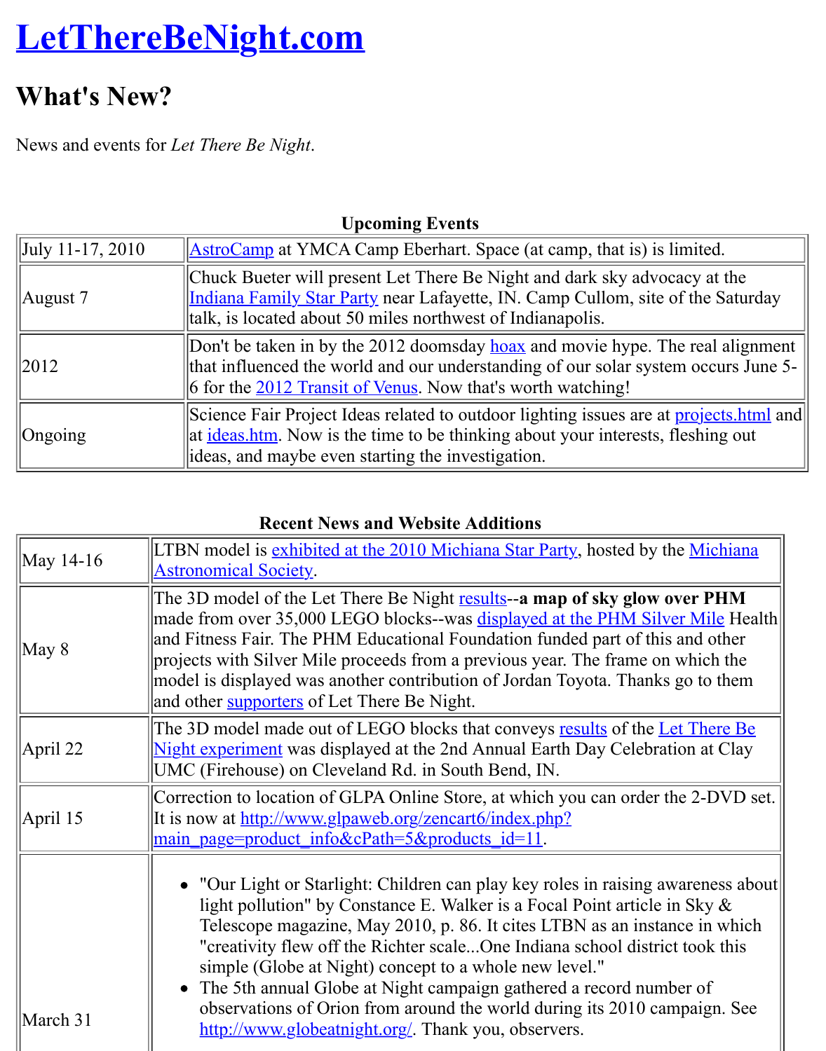# LetThereBeNight.com

## What's New?

News and events for *Let There Be Night*.

**Upcoming Events**

| | |
|---|---|
| July 11-17, 2010 | AstroCamp at YMCA Camp Eberhart. Space (at camp, that is) is limited. |
| August 7 | Chuck Bueter will present Let There Be Night and dark sky advocacy at the Indiana Family Star Party near Lafayette, IN. Camp Cullom, site of the Saturday talk, is located about 50 miles northwest of Indianapolis. |
| 2012 | Don't be taken in by the 2012 doomsday hoax and movie hype. The real alignment that influenced the world and our understanding of our solar system occurs June 5-6 for the 2012 Transit of Venus. Now that's worth watching! |
| Ongoing | Science Fair Project Ideas related to outdoor lighting issues are at projects.html and at ideas.htm. Now is the time to be thinking about your interests, fleshing out ideas, and maybe even starting the investigation. |

**Recent News and Website Additions**

| | |
|---|---|
| May 14-16 | LTBN model is exhibited at the 2010 Michiana Star Party, hosted by the Michiana Astronomical Society. |
| May 8 | The 3D model of the Let There Be Night results--**a map of sky glow over PHM** made from over 35,000 LEGO blocks--was displayed at the PHM Silver Mile Health and Fitness Fair. The PHM Educational Foundation funded part of this and other projects with Silver Mile proceeds from a previous year. The frame on which the model is displayed was another contribution of Jordan Toyota. Thanks go to them and other supporters of Let There Be Night. |
| April 22 | The 3D model made out of LEGO blocks that conveys results of the Let There Be Night experiment was displayed at the 2nd Annual Earth Day Celebration at Clay UMC (Firehouse) on Cleveland Rd. in South Bend, IN. |
| April 15 | Correction to location of GLPA Online Store, at which you can order the 2-DVD set. It is now at http://www.glpaweb.org/zencart6/index.php?main_page=product_info&cPath=5&products_id=11. |
| March 31 | • "Our Light or Starlight: Children can play key roles in raising awareness about light pollution" by Constance E. Walker is a Focal Point article in Sky & Telescope magazine, May 2010, p. 86. It cites LTBN as an instance in which "creativity flew off the Richter scale...One Indiana school district took this simple (Globe at Night) concept to a whole new level." • The 5th annual Globe at Night campaign gathered a record number of observations of Orion from around the world during its 2010 campaign. See http://www.globeatnight.org/. Thank you, observers. |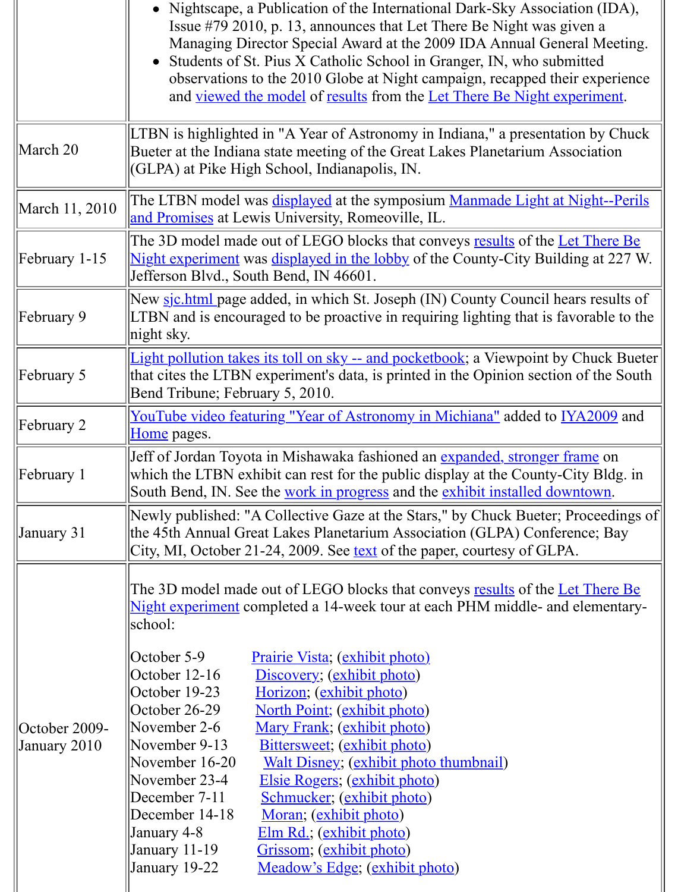| | |
|---|---|
| | • Nightscape, a Publication of the International Dark-Sky Association (IDA), Issue #79 2010, p. 13, announces that Let There Be Night was given a Managing Director Special Award at the 2009 IDA Annual General Meeting.<br>• Students of St. Pius X Catholic School in Granger, IN, who submitted observations to the 2010 Globe at Night campaign, recapped their experience and viewed the model of results from the Let There Be Night experiment. |
| March 20 | LTBN is highlighted in "A Year of Astronomy in Indiana," a presentation by Chuck Bueter at the Indiana state meeting of the Great Lakes Planetarium Association (GLPA) at Pike High School, Indianapolis, IN. |
| March 11, 2010 | The LTBN model was displayed at the symposium Manmade Light at Night--Perils and Promises at Lewis University, Romeoville, IL. |
| February 1-15 | The 3D model made out of LEGO blocks that conveys results of the Let There Be Night experiment was displayed in the lobby of the County-City Building at 227 W. Jefferson Blvd., South Bend, IN 46601. |
| February 9 | New sjc.html page added, in which St. Joseph (IN) County Council hears results of LTBN and is encouraged to be proactive in requiring lighting that is favorable to the night sky. |
| February 5 | Light pollution takes its toll on sky -- and pocketbook; a Viewpoint by Chuck Bueter that cites the LTBN experiment's data, is printed in the Opinion section of the South Bend Tribune; February 5, 2010. |
| February 2 | YouTube video featuring "Year of Astronomy in Michiana" added to IYA2009 and Home pages. |
| February 1 | Jeff of Jordan Toyota in Mishawaka fashioned an expanded, stronger frame on which the LTBN exhibit can rest for the public display at the County-City Bldg. in South Bend, IN. See the work in progress and the exhibit installed downtown. |
| January 31 | Newly published: "A Collective Gaze at the Stars," by Chuck Bueter; Proceedings of the 45th Annual Great Lakes Planetarium Association (GLPA) Conference; Bay City, MI, October 21-24, 2009. See text of the paper, courtesy of GLPA. |
| October 2009-January 2010 | The 3D model made out of LEGO blocks that conveys results of the Let There Be Night experiment completed a 14-week tour at each PHM middle- and elementary-school:<br><br>October 5-9 Prairie Vista; (exhibit photo)<br>October 12-16 Discovery; (exhibit photo)<br>October 19-23 Horizon; (exhibit photo)<br>October 26-29 North Point; (exhibit photo)<br>November 2-6 Mary Frank; (exhibit photo)<br>November 9-13 Bittersweet; (exhibit photo)<br>November 16-20 Walt Disney; (exhibit photo thumbnail)<br>November 23-4 Elsie Rogers; (exhibit photo)<br>December 7-11 Schmucker; (exhibit photo)<br>December 14-18 Moran; (exhibit photo)<br>January 4-8 Elm Rd.; (exhibit photo)<br>January 11-19 Grissom; (exhibit photo)<br>January 19-22 Meadow's Edge; (exhibit photo) |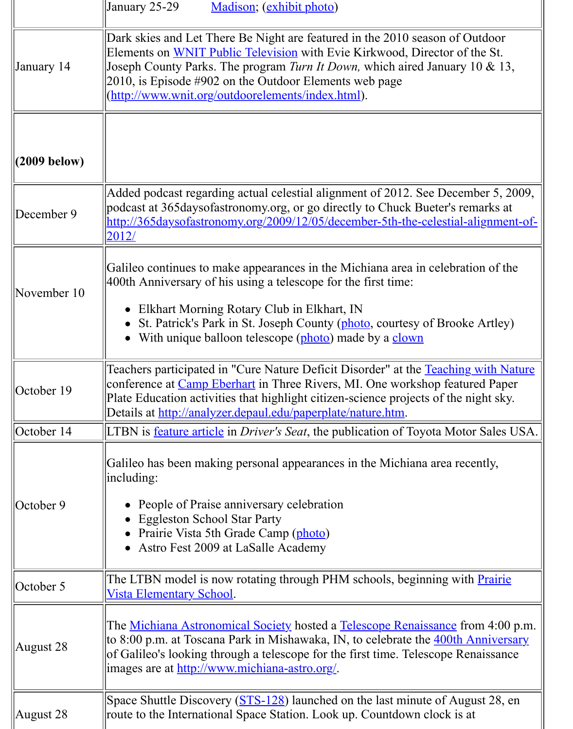| | |
|---|---|
| | January 25-29 Madison; (exhibit photo) |
| January 14 | Dark skies and Let There Be Night are featured in the 2010 season of Outdoor Elements on WNIT Public Television with Evie Kirkwood, Director of the St. Joseph County Parks. The program *Turn It Down,* which aired January 10 & 13, 2010, is Episode #902 on the Outdoor Elements web page (http://www.wnit.org/outdoorelements/index.html). |
| **(2009 below)** | |
| December 9 | Added podcast regarding actual celestial alignment of 2012. See December 5, 2009, podcast at 365daysofastronomy.org, or go directly to Chuck Bueter's remarks at http://365daysofastronomy.org/2009/12/05/december-5th-the-celestial-alignment-of-2012/ |
| November 10 | Galileo continues to make appearances in the Michiana area in celebration of the 400th Anniversary of his using a telescope for the first time:<br>• Elkhart Morning Rotary Club in Elkhart, IN<br>• St. Patrick's Park in St. Joseph County (photo, courtesy of Brooke Artley)<br>• With unique balloon telescope (photo) made by a clown |
| October 19 | Teachers participated in "Cure Nature Deficit Disorder" at the Teaching with Nature conference at Camp Eberhart in Three Rivers, MI. One workshop featured Paper Plate Education activities that highlight citizen-science projects of the night sky. Details at http://analyzer.depaul.edu/paperplate/nature.htm. |
| October 14 | LTBN is feature article in *Driver's Seat*, the publication of Toyota Motor Sales USA. |
| October 9 | Galileo has been making personal appearances in the Michiana area recently, including:<br>• People of Praise anniversary celebration<br>• Eggleston School Star Party<br>• Prairie Vista 5th Grade Camp (photo)<br>• Astro Fest 2009 at LaSalle Academy |
| October 5 | The LTBN model is now rotating through PHM schools, beginning with Prairie Vista Elementary School. |
| August 28 | The Michiana Astronomical Society hosted a Telescope Renaissance from 4:00 p.m. to 8:00 p.m. at Toscana Park in Mishawaka, IN, to celebrate the 400th Anniversary of Galileo's looking through a telescope for the first time. Telescope Renaissance images are at http://www.michiana-astro.org/. |
| August 28 | Space Shuttle Discovery (STS-128) launched on the last minute of August 28, en route to the International Space Station. Look up. Countdown clock is at |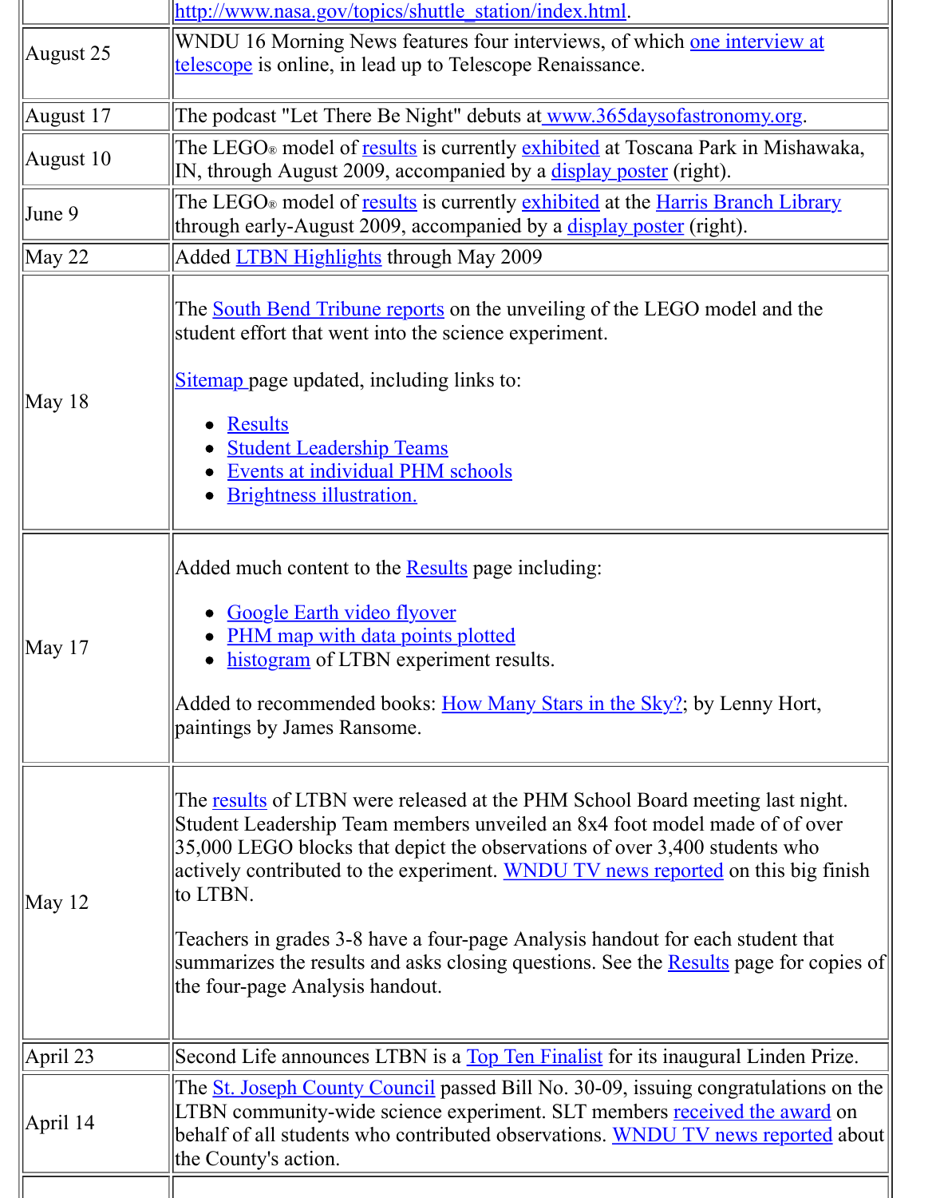| | |
|---|---|
| | http://www.nasa.gov/topics/shuttle_station/index.html. |
| August 25 | WNDU 16 Morning News features four interviews, of which one interview at telescope is online, in lead up to Telescope Renaissance. |
| August 17 | The podcast "Let There Be Night" debuts at www.365daysofastronomy.org. |
| August 10 | The LEGO® model of results is currently exhibited at Toscana Park in Mishawaka, IN, through August 2009, accompanied by a display poster (right). |
| June 9 | The LEGO® model of results is currently exhibited at the Harris Branch Library through early-August 2009, accompanied by a display poster (right). |
| May 22 | Added LTBN Highlights through May 2009 |
| May 18 | The South Bend Tribune reports on the unveiling of the LEGO model and the student effort that went into the science experiment.<br><br>Sitemap page updated, including links to:<br>• Results<br>• Student Leadership Teams<br>• Events at individual PHM schools<br>• Brightness illustration. |
| May 17 | Added much content to the Results page including:<br>• Google Earth video flyover<br>• PHM map with data points plotted<br>• histogram of LTBN experiment results.<br><br>Added to recommended books: How Many Stars in the Sky?; by Lenny Hort, paintings by James Ransome. |
| May 12 | The results of LTBN were released at the PHM School Board meeting last night. Student Leadership Team members unveiled an 8x4 foot model made of of over 35,000 LEGO blocks that depict the observations of over 3,400 students who actively contributed to the experiment. WNDU TV news reported on this big finish to LTBN.<br><br>Teachers in grades 3-8 have a four-page Analysis handout for each student that summarizes the results and asks closing questions. See the Results page for copies of the four-page Analysis handout. |
| April 23 | Second Life announces LTBN is a Top Ten Finalist for its inaugural Linden Prize. |
| April 14 | The St. Joseph County Council passed Bill No. 30-09, issuing congratulations on the LTBN community-wide science experiment. SLT members received the award on behalf of all students who contributed observations. WNDU TV news reported about the County's action. |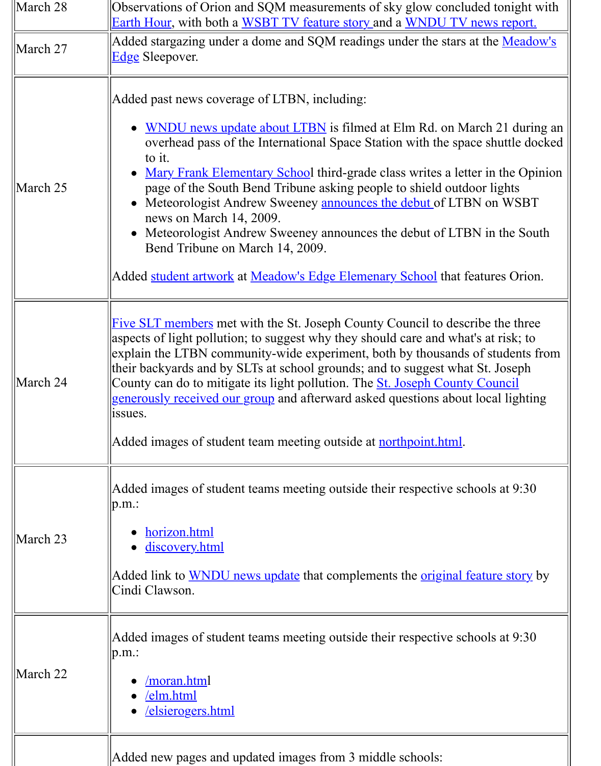| Date | Update |
|---|---|
| March 28 | Observations of Orion and SQM measurements of sky glow concluded tonight with Earth Hour, with both a WSBT TV feature story and a WNDU TV news report. |
| March 27 | Added stargazing under a dome and SQM readings under the stars at the Meadow's Edge Sleepover. |
| March 25 | Added past news coverage of LTBN, including: <ul><li>WNDU news update about LTBN is filmed at Elm Rd. on March 21 during an overhead pass of the International Space Station with the space shuttle docked to it.</li><li>Mary Frank Elementary School third-grade class writes a letter in the Opinion page of the South Bend Tribune asking people to shield outdoor lights</li><li>Meteorologist Andrew Sweeney announces the debut of LTBN on WSBT news on March 14, 2009.</li><li>Meteorologist Andrew Sweeney announces the debut of LTBN in the South Bend Tribune on March 14, 2009.</li></ul> Added student artwork at Meadow's Edge Elemenary School that features Orion. |
| March 24 | Five SLT members met with the St. Joseph County Council to describe the three aspects of light pollution; to suggest why they should care and what's at risk; to explain the LTBN community-wide experiment, both by thousands of students from their backyards and by SLTs at school grounds; and to suggest what St. Joseph County can do to mitigate its light pollution. The St. Joseph County Council generously received our group and afterward asked questions about local lighting issues. <br><br> Added images of student team meeting outside at northpoint.html. |
| March 23 | Added images of student teams meeting outside their respective schools at 9:30 p.m.: <ul><li>horizon.html</li><li>discovery.html</li></ul> Added link to WNDU news update that complements the original feature story by Cindi Clawson. |
| March 22 | Added images of student teams meeting outside their respective schools at 9:30 p.m.: <ul><li>/moran.html</li><li>/elm.html</li><li>/elsierogers.html</li></ul> |
| | Added new pages and updated images from 3 middle schools: |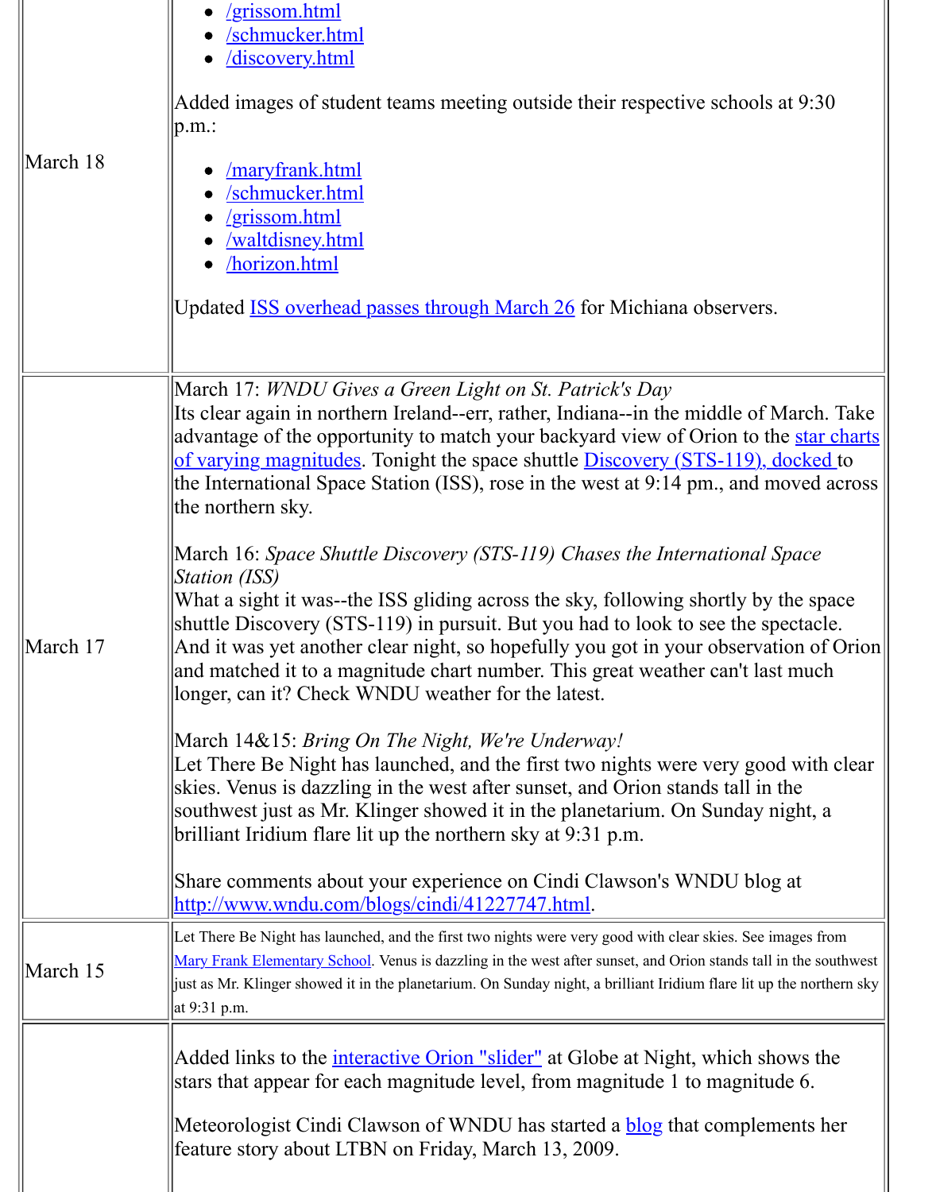| | |
|---|---|
| March 18 | - /grissom.html<br>- /schmucker.html<br>- /discovery.html<br><br>Added images of student teams meeting outside their respective schools at 9:30 p.m.:<br><br>- /maryfrank.html<br>- /schmucker.html<br>- /grissom.html<br>- /waltdisney.html<br>- /horizon.html<br><br>Updated ISS overhead passes through March 26 for Michiana observers. |
| March 17 | March 17: *WNDU Gives a Green Light on St. Patrick's Day*<br>Its clear again in northern Ireland--err, rather, Indiana--in the middle of March. Take advantage of the opportunity to match your backyard view of Orion to the star charts of varying magnitudes. Tonight the space shuttle Discovery (STS-119), docked to the International Space Station (ISS), rose in the west at 9:14 pm., and moved across the northern sky.<br><br>March 16: *Space Shuttle Discovery (STS-119) Chases the International Space Station (ISS)*<br>What a sight it was--the ISS gliding across the sky, following shortly by the space shuttle Discovery (STS-119) in pursuit. But you had to look to see the spectacle. And it was yet another clear night, so hopefully you got in your observation of Orion and matched it to a magnitude chart number. This great weather can't last much longer, can it? Check WNDU weather for the latest.<br><br>March 14&15: *Bring On The Night, We're Underway!*<br>Let There Be Night has launched, and the first two nights were very good with clear skies. Venus is dazzling in the west after sunset, and Orion stands tall in the southwest just as Mr. Klinger showed it in the planetarium. On Sunday night, a brilliant Iridium flare lit up the northern sky at 9:31 p.m.<br><br>Share comments about your experience on Cindi Clawson's WNDU blog at http://www.wndu.com/blogs/cindi/41227747.html. |
| March 15 | Let There Be Night has launched, and the first two nights were very good with clear skies. See images from Mary Frank Elementary School. Venus is dazzling in the west after sunset, and Orion stands tall in the southwest just as Mr. Klinger showed it in the planetarium. On Sunday night, a brilliant Iridium flare lit up the northern sky at 9:31 p.m. |
| | Added links to the interactive Orion "slider" at Globe at Night, which shows the stars that appear for each magnitude level, from magnitude 1 to magnitude 6.<br><br>Meteorologist Cindi Clawson of WNDU has started a blog that complements her feature story about LTBN on Friday, March 13, 2009. |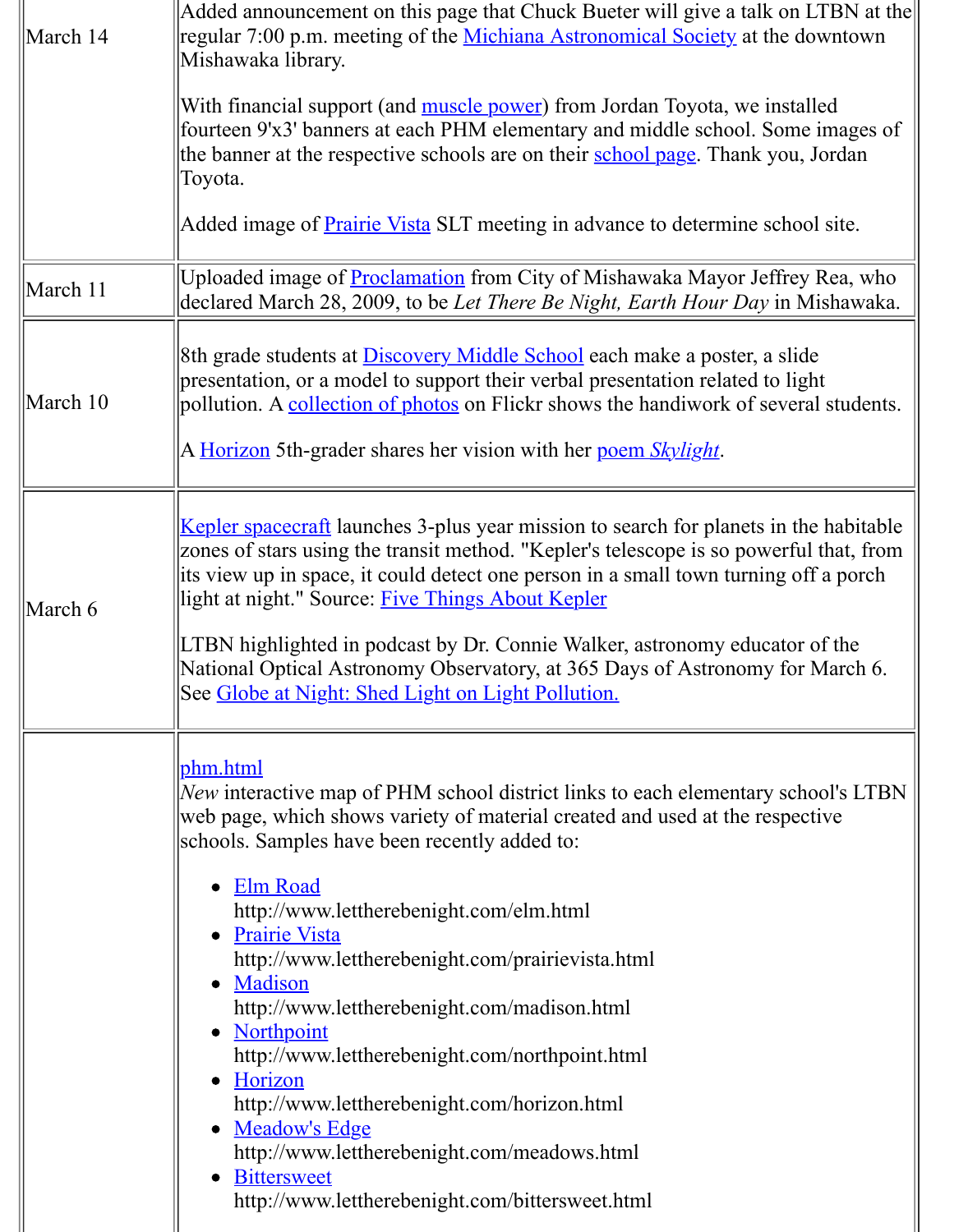| | |
|---|---|
| March 14 | Added announcement on this page that Chuck Bueter will give a talk on LTBN at the regular 7:00 p.m. meeting of the Michiana Astronomical Society at the downtown Mishawaka library.<br><br>With financial support (and muscle power) from Jordan Toyota, we installed fourteen 9'x3' banners at each PHM elementary and middle school. Some images of the banner at the respective schools are on their school page. Thank you, Jordan Toyota.<br><br>Added image of Prairie Vista SLT meeting in advance to determine school site. |
| March 11 | Uploaded image of Proclamation from City of Mishawaka Mayor Jeffrey Rea, who declared March 28, 2009, to be *Let There Be Night, Earth Hour Day* in Mishawaka. |
| March 10 | 8th grade students at Discovery Middle School each make a poster, a slide presentation, or a model to support their verbal presentation related to light pollution. A collection of photos on Flickr shows the handiwork of several students.<br><br>A Horizon 5th-grader shares her vision with her poem *Skylight*. |
| March 6 | Kepler spacecraft launches 3-plus year mission to search for planets in the habitable zones of stars using the transit method. "Kepler's telescope is so powerful that, from its view up in space, it could detect one person in a small town turning off a porch light at night." Source: Five Things About Kepler<br><br>LTBN highlighted in podcast by Dr. Connie Walker, astronomy educator of the National Optical Astronomy Observatory, at 365 Days of Astronomy for March 6. See Globe at Night: Shed Light on Light Pollution. |
| | phm.html<br>*New* interactive map of PHM school district links to each elementary school's LTBN web page, which shows variety of material created and used at the respective schools. Samples have been recently added to:<br><br>• Elm Road<br>http://www.lettherebenight.com/elm.html<br>• Prairie Vista<br>http://www.lettherebenight.com/prairievista.html<br>• Madison<br>http://www.lettherebenight.com/madison.html<br>• Northpoint<br>http://www.lettherebenight.com/northpoint.html<br>• Horizon<br>http://www.lettherebenight.com/horizon.html<br>• Meadow's Edge<br>http://www.lettherebenight.com/meadows.html<br>• Bittersweet<br>http://www.lettherebenight.com/bittersweet.html |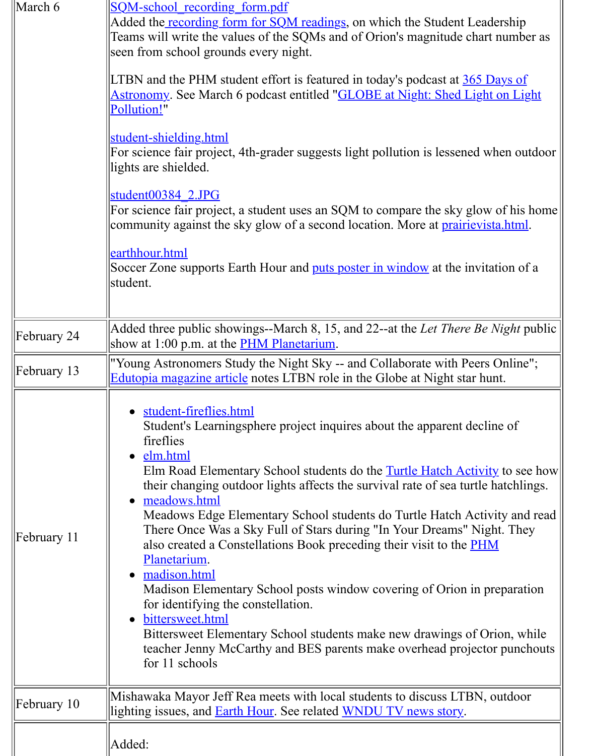| | |
|---|---|
| March 6 | SQM-school_recording_form.pdf<br>Added the recording form for SQM readings, on which the Student Leadership Teams will write the values of the SQMs and of Orion's magnitude chart number as seen from school grounds every night.<br><br>LTBN and the PHM student effort is featured in today's podcast at 365 Days of Astronomy. See March 6 podcast entitled "GLOBE at Night: Shed Light on Light Pollution!"<br><br>student-shielding.html<br>For science fair project, 4th-grader suggests light pollution is lessened when outdoor lights are shielded.<br><br>student00384_2.JPG<br>For science fair project, a student uses an SQM to compare the sky glow of his home community against the sky glow of a second location. More at prairievista.html.<br><br>earthhour.html<br>Soccer Zone supports Earth Hour and puts poster in window at the invitation of a student. |
| February 24 | Added three public showings--March 8, 15, and 22--at the *Let There Be Night* public show at 1:00 p.m. at the PHM Planetarium. |
| February 13 | "Young Astronomers Study the Night Sky -- and Collaborate with Peers Online"; Edutopia magazine article notes LTBN role in the Globe at Night star hunt. |
| February 11 | • student-fireflies.html<br>Student's Learningsphere project inquires about the apparent decline of fireflies<br>• elm.html<br>Elm Road Elementary School students do the Turtle Hatch Activity to see how their changing outdoor lights affects the survival rate of sea turtle hatchlings.<br>• meadows.html<br>Meadows Edge Elementary School students do Turtle Hatch Activity and read There Once Was a Sky Full of Stars during "In Your Dreams" Night. They also created a Constellations Book preceding their visit to the PHM Planetarium.<br>• madison.html<br>Madison Elementary School posts window covering of Orion in preparation for identifying the constellation.<br>• bittersweet.html<br>Bittersweet Elementary School students make new drawings of Orion, while teacher Jenny McCarthy and BES parents make overhead projector punchouts for 11 schools |
| February 10 | Mishawaka Mayor Jeff Rea meets with local students to discuss LTBN, outdoor lighting issues, and Earth Hour. See related WNDU TV news story. |
| | Added: |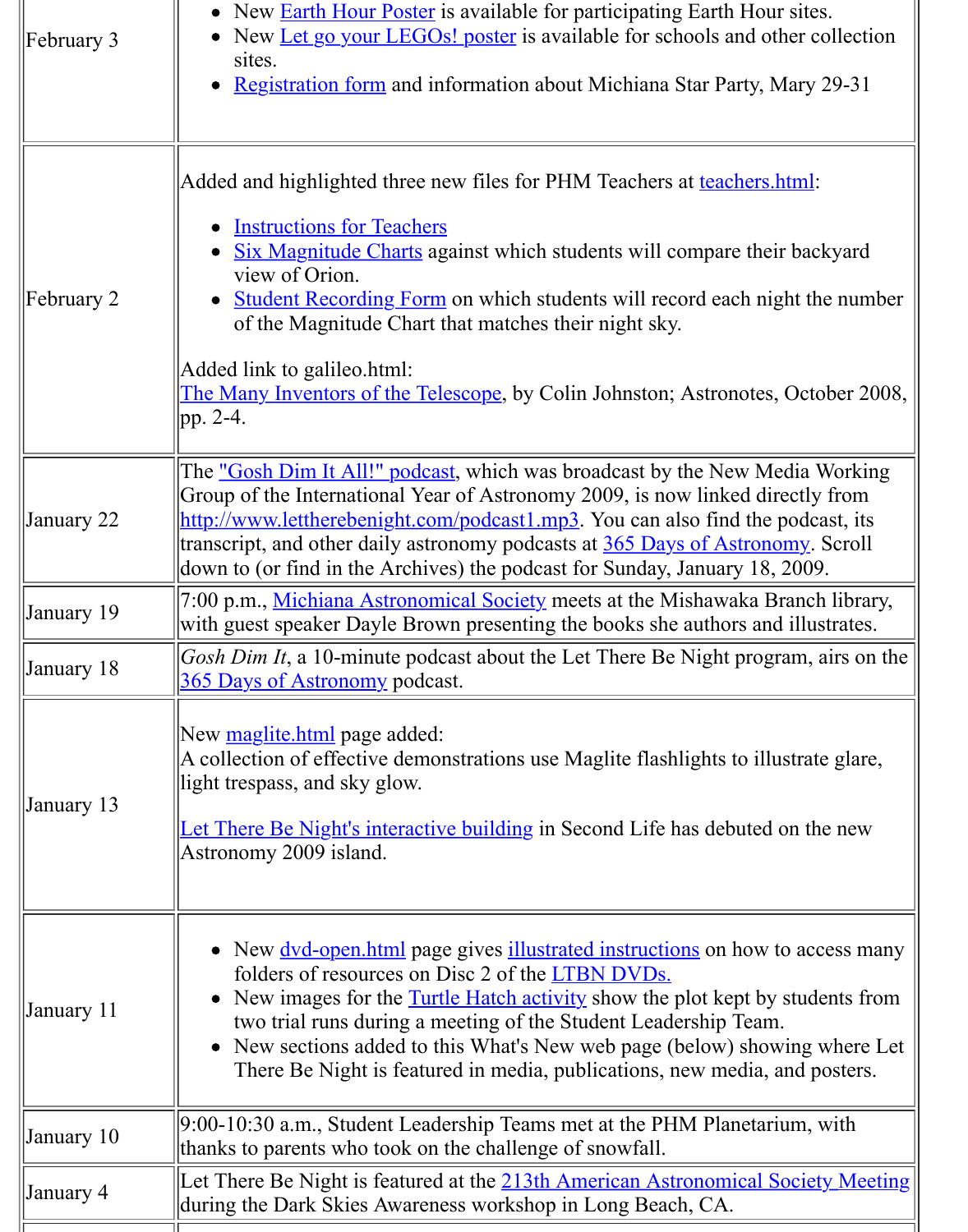| | |
|---|---|
| February 3 | • New Earth Hour Poster is available for participating Earth Hour sites.<br>• New Let go your LEGOs! poster is available for schools and other collection sites.<br>• Registration form and information about Michiana Star Party, Mary 29-31 |
| February 2 | Added and highlighted three new files for PHM Teachers at teachers.html:<br>• Instructions for Teachers<br>• Six Magnitude Charts against which students will compare their backyard view of Orion.<br>• Student Recording Form on which students will record each night the number of the Magnitude Chart that matches their night sky.<br><br>Added link to galileo.html:<br>The Many Inventors of the Telescope, by Colin Johnston; Astronotes, October 2008, pp. 2-4. |
| January 22 | The "Gosh Dim It All!" podcast, which was broadcast by the New Media Working Group of the International Year of Astronomy 2009, is now linked directly from http://www.lettherebenight.com/podcast1.mp3. You can also find the podcast, its transcript, and other daily astronomy podcasts at 365 Days of Astronomy. Scroll down to (or find in the Archives) the podcast for Sunday, January 18, 2009. |
| January 19 | 7:00 p.m., Michiana Astronomical Society meets at the Mishawaka Branch library, with guest speaker Dayle Brown presenting the books she authors and illustrates. |
| January 18 | *Gosh Dim It*, a 10-minute podcast about the Let There Be Night program, airs on the 365 Days of Astronomy podcast. |
| January 13 | New maglite.html page added:<br>A collection of effective demonstrations use Maglite flashlights to illustrate glare, light trespass, and sky glow.<br><br>Let There Be Night's interactive building in Second Life has debuted on the new Astronomy 2009 island. |
| January 11 | • New dvd-open.html page gives illustrated instructions on how to access many folders of resources on Disc 2 of the LTBN DVDs.<br>• New images for the Turtle Hatch activity show the plot kept by students from two trial runs during a meeting of the Student Leadership Team.<br>• New sections added to this What's New web page (below) showing where Let There Be Night is featured in media, publications, new media, and posters. |
| January 10 | 9:00-10:30 a.m., Student Leadership Teams met at the PHM Planetarium, with thanks to parents who took on the challenge of snowfall. |
| January 4 | Let There Be Night is featured at the 213th American Astronomical Society Meeting during the Dark Skies Awareness workshop in Long Beach, CA. |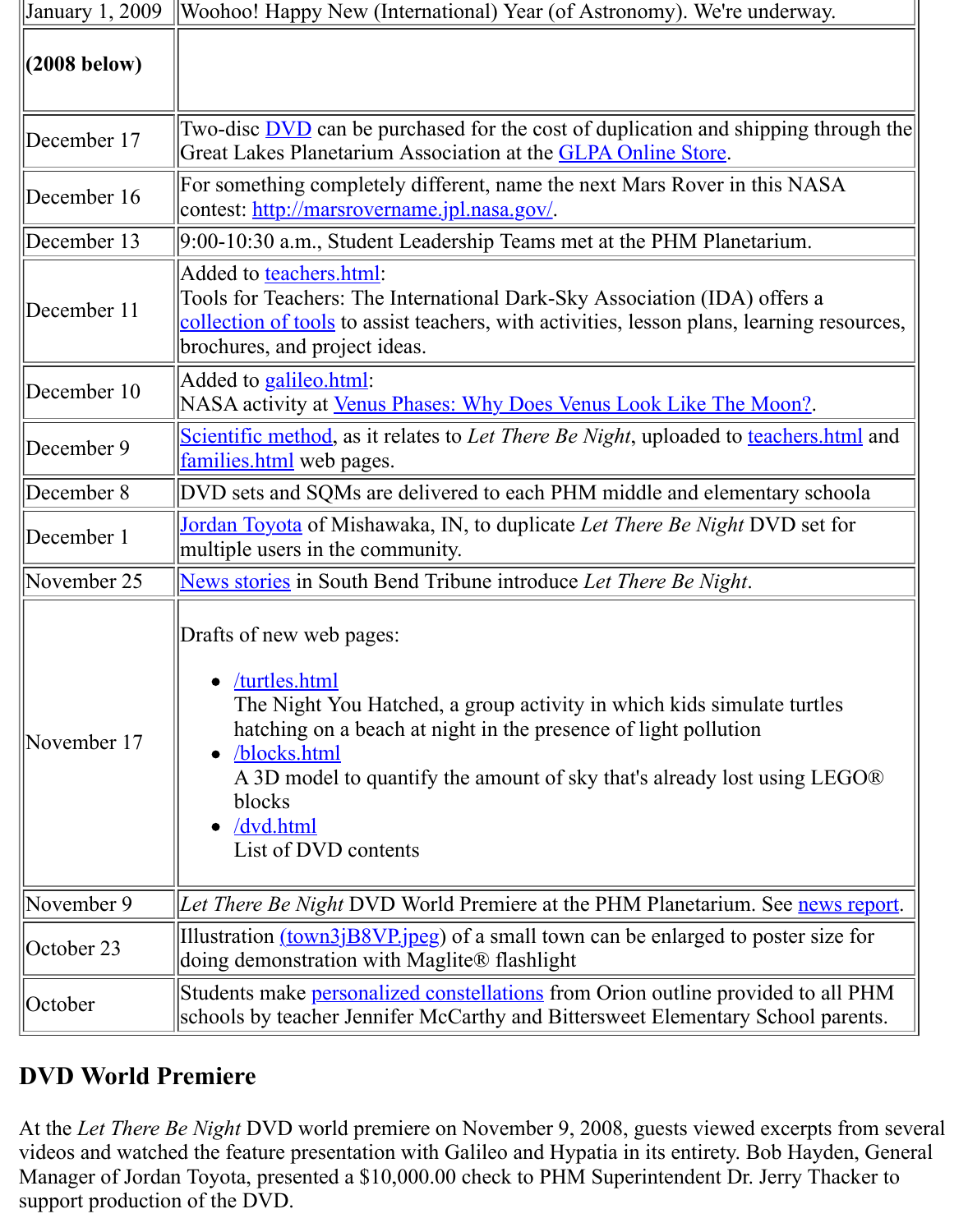| January 1, 2009 | Woohoo! Happy New (International) Year (of Astronomy). We're underway. |
|---|---|
| **(2008 below)** | |
| December 17 | Two-disc DVD can be purchased for the cost of duplication and shipping through the Great Lakes Planetarium Association at the GLPA Online Store. |
| December 16 | For something completely different, name the next Mars Rover in this NASA contest: http://marsrovername.jpl.nasa.gov/. |
| December 13 | 9:00-10:30 a.m., Student Leadership Teams met at the PHM Planetarium. |
| December 11 | Added to teachers.html:<br>Tools for Teachers: The International Dark-Sky Association (IDA) offers a collection of tools to assist teachers, with activities, lesson plans, learning resources, brochures, and project ideas. |
| December 10 | Added to galileo.html:<br>NASA activity at Venus Phases: Why Does Venus Look Like The Moon?. |
| December 9 | Scientific method, as it relates to *Let There Be Night*, uploaded to teachers.html and families.html web pages. |
| December 8 | DVD sets and SQMs are delivered to each PHM middle and elementary schoola |
| December 1 | Jordan Toyota of Mishawaka, IN, to duplicate *Let There Be Night* DVD set for multiple users in the community. |
| November 25 | News stories in South Bend Tribune introduce *Let There Be Night*. |
| November 17 | Drafts of new web pages:<br>• /turtles.html The Night You Hatched, a group activity in which kids simulate turtles hatching on a beach at night in the presence of light pollution<br>• /blocks.html A 3D model to quantify the amount of sky that's already lost using LEGO® blocks<br>• /dvd.html List of DVD contents |
| November 9 | *Let There Be Night* DVD World Premiere at the PHM Planetarium. See news report. |
| October 23 | Illustration (town3jB8VP.jpeg) of a small town can be enlarged to poster size for doing demonstration with Maglite® flashlight |
| October | Students make personalized constellations from Orion outline provided to all PHM schools by teacher Jennifer McCarthy and Bittersweet Elementary School parents. |

## DVD World Premiere

At the *Let There Be Night* DVD world premiere on November 9, 2008, guests viewed excerpts from several videos and watched the feature presentation with Galileo and Hypatia in its entirety. Bob Hayden, General Manager of Jordan Toyota, presented a $10,000.00 check to PHM Superintendent Dr. Jerry Thacker to support production of the DVD.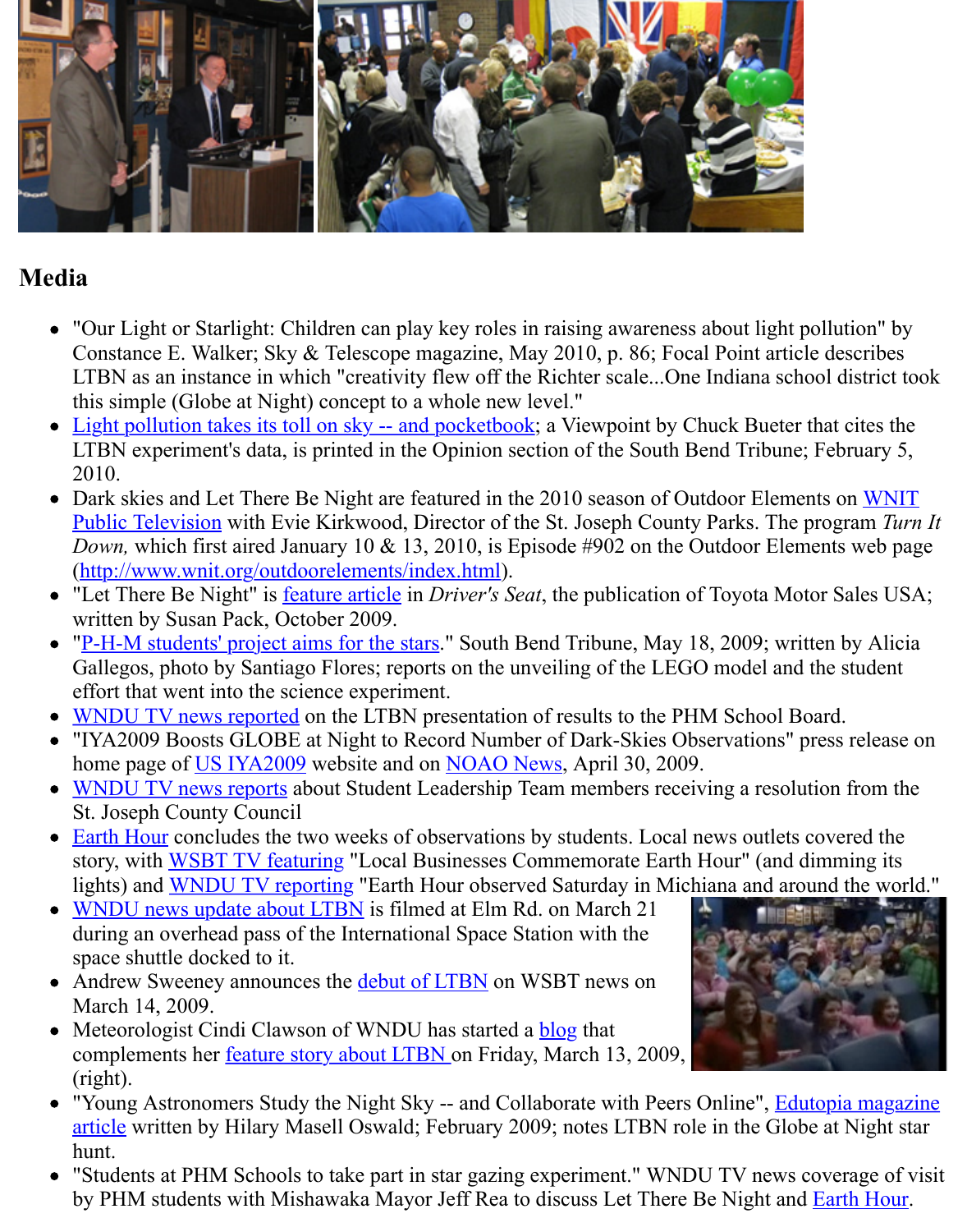## Media

- "Our Light or Starlight: Children can play key roles in raising awareness about light pollution" by Constance E. Walker; Sky & Telescope magazine, May 2010, p. 86; Focal Point article describes LTBN as an instance in which "creativity flew off the Richter scale...One Indiana school district took this simple (Globe at Night) concept to a whole new level."
- Light pollution takes its toll on sky -- and pocketbook; a Viewpoint by Chuck Bueter that cites the LTBN experiment's data, is printed in the Opinion section of the South Bend Tribune; February 5, 2010.
- Dark skies and Let There Be Night are featured in the 2010 season of Outdoor Elements on WNIT Public Television with Evie Kirkwood, Director of the St. Joseph County Parks. The program *Turn It Down,* which first aired January 10 & 13, 2010, is Episode #902 on the Outdoor Elements web page (http://www.wnit.org/outdoorelements/index.html).
- "Let There Be Night" is feature article in *Driver's Seat*, the publication of Toyota Motor Sales USA; written by Susan Pack, October 2009.
- "P-H-M students' project aims for the stars." South Bend Tribune, May 18, 2009; written by Alicia Gallegos, photo by Santiago Flores; reports on the unveiling of the LEGO model and the student effort that went into the science experiment.
- WNDU TV news reported on the LTBN presentation of results to the PHM School Board.
- "IYA2009 Boosts GLOBE at Night to Record Number of Dark-Skies Observations" press release on home page of US IYA2009 website and on NOAO News, April 30, 2009.
- WNDU TV news reports about Student Leadership Team members receiving a resolution from the St. Joseph County Council
- Earth Hour concludes the two weeks of observations by students. Local news outlets covered the story, with WSBT TV featuring "Local Businesses Commemorate Earth Hour" (and dimming its lights) and WNDU TV reporting "Earth Hour observed Saturday in Michiana and around the world."
- WNDU news update about LTBN is filmed at Elm Rd. on March 21 during an overhead pass of the International Space Station with the space shuttle docked to it.
- Andrew Sweeney announces the debut of LTBN on WSBT news on March 14, 2009.
- Meteorologist Cindi Clawson of WNDU has started a blog that complements her feature story about LTBN on Friday, March 13, 2009, (right).
- "Young Astronomers Study the Night Sky -- and Collaborate with Peers Online", Edutopia magazine article written by Hilary Masell Oswald; February 2009; notes LTBN role in the Globe at Night star hunt.
- "Students at PHM Schools to take part in star gazing experiment." WNDU TV news coverage of visit by PHM students with Mishawaka Mayor Jeff Rea to discuss Let There Be Night and Earth Hour.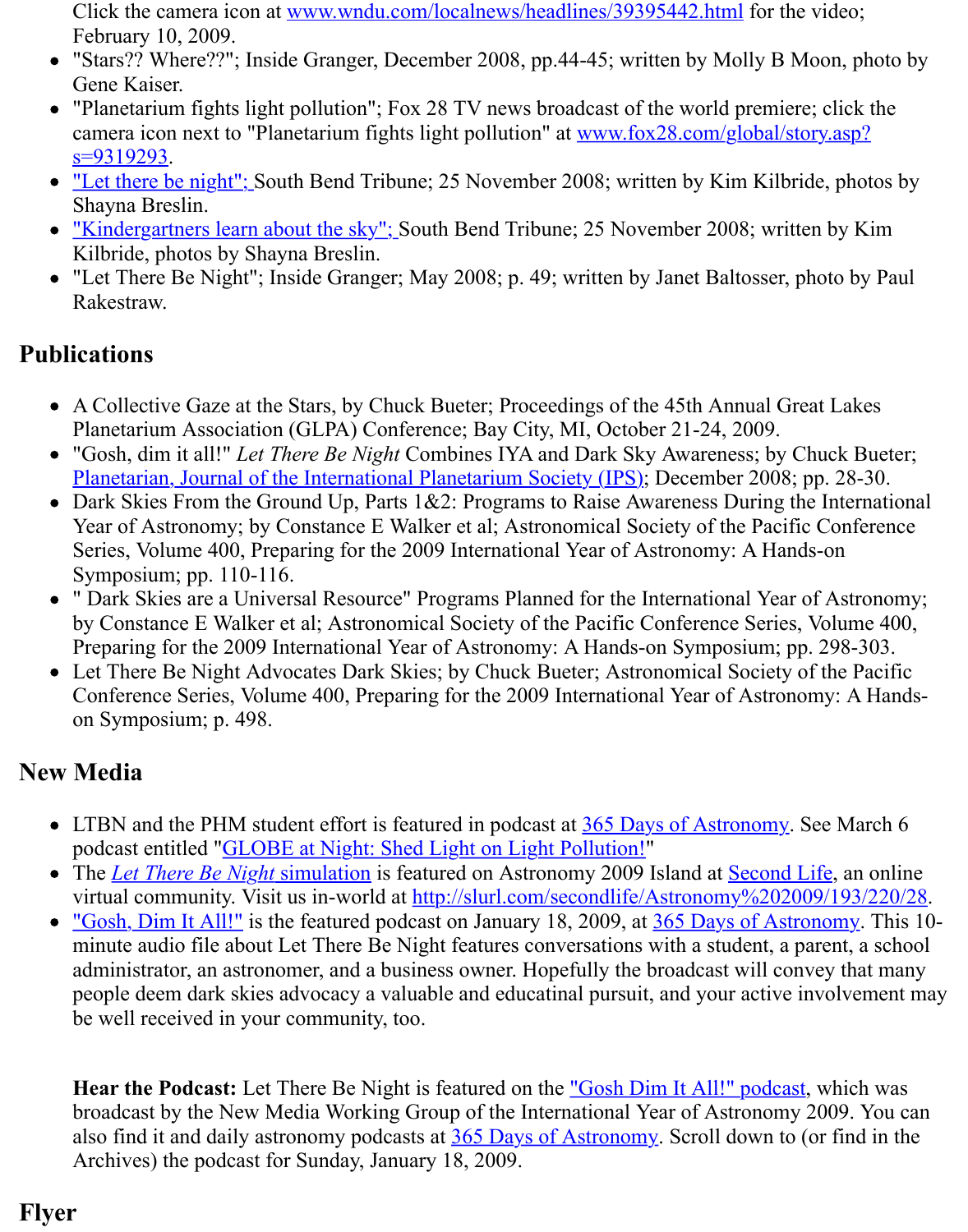Click the camera icon at [www.wndu.com/localnews/headlines/39395442.html](www.wndu.com/localnews/headlines/39395442.html) for the video; February 10, 2009.

- "Stars?? Where??"; Inside Granger, December 2008, pp.44-45; written by Molly B Moon, photo by Gene Kaiser.
- "Planetarium fights light pollution"; Fox 28 TV news broadcast of the world premiere; click the camera icon next to "Planetarium fights light pollution" at [www.fox28.com/global/story.asp?s=9319293](www.fox28.com/global/story.asp?s=9319293).
- ["Let there be night";](#) South Bend Tribune; 25 November 2008; written by Kim Kilbride, photos by Shayna Breslin.
- ["Kindergartners learn about the sky";](#) South Bend Tribune; 25 November 2008; written by Kim Kilbride, photos by Shayna Breslin.
- "Let There Be Night"; Inside Granger; May 2008; p. 49; written by Janet Baltosser, photo by Paul Rakestraw.

## Publications

- A Collective Gaze at the Stars, by Chuck Bueter; Proceedings of the 45th Annual Great Lakes Planetarium Association (GLPA) Conference; Bay City, MI, October 21-24, 2009.
- "Gosh, dim it all!" *Let There Be Night* Combines IYA and Dark Sky Awareness; by Chuck Bueter; [Planetarian, Journal of the International Planetarium Society (IPS)](#); December 2008; pp. 28-30.
- Dark Skies From the Ground Up, Parts 1&2: Programs to Raise Awareness During the International Year of Astronomy; by Constance E Walker et al; Astronomical Society of the Pacific Conference Series, Volume 400, Preparing for the 2009 International Year of Astronomy: A Hands-on Symposium; pp. 110-116.
- " Dark Skies are a Universal Resource" Programs Planned for the International Year of Astronomy; by Constance E Walker et al; Astronomical Society of the Pacific Conference Series, Volume 400, Preparing for the 2009 International Year of Astronomy: A Hands-on Symposium; pp. 298-303.
- Let There Be Night Advocates Dark Skies; by Chuck Bueter; Astronomical Society of the Pacific Conference Series, Volume 400, Preparing for the 2009 International Year of Astronomy: A Hands-on Symposium; p. 498.

## New Media

- LTBN and the PHM student effort is featured in podcast at [365 Days of Astronomy](#). See March 6 podcast entitled "[GLOBE at Night: Shed Light on Light Pollution!](#)"
- The [*Let There Be Night* simulation](#) is featured on Astronomy 2009 Island at [Second Life](#), an online virtual community. Visit us in-world at [http://slurl.com/secondlife/Astronomy%202009/193/220/28](http://slurl.com/secondlife/Astronomy%202009/193/220/28).
- ["Gosh, Dim It All!"](#) is the featured podcast on January 18, 2009, at [365 Days of Astronomy](#). This 10-minute audio file about Let There Be Night features conversations with a student, a parent, a school administrator, an astronomer, and a business owner. Hopefully the broadcast will convey that many people deem dark skies advocacy a valuable and educatinal pursuit, and your active involvement may be well received in your community, too.

**Hear the Podcast:** Let There Be Night is featured on the ["Gosh Dim It All!" podcast](#), which was broadcast by the New Media Working Group of the International Year of Astronomy 2009. You can also find it and daily astronomy podcasts at [365 Days of Astronomy](#). Scroll down to (or find in the Archives) the podcast for Sunday, January 18, 2009.

## Flyer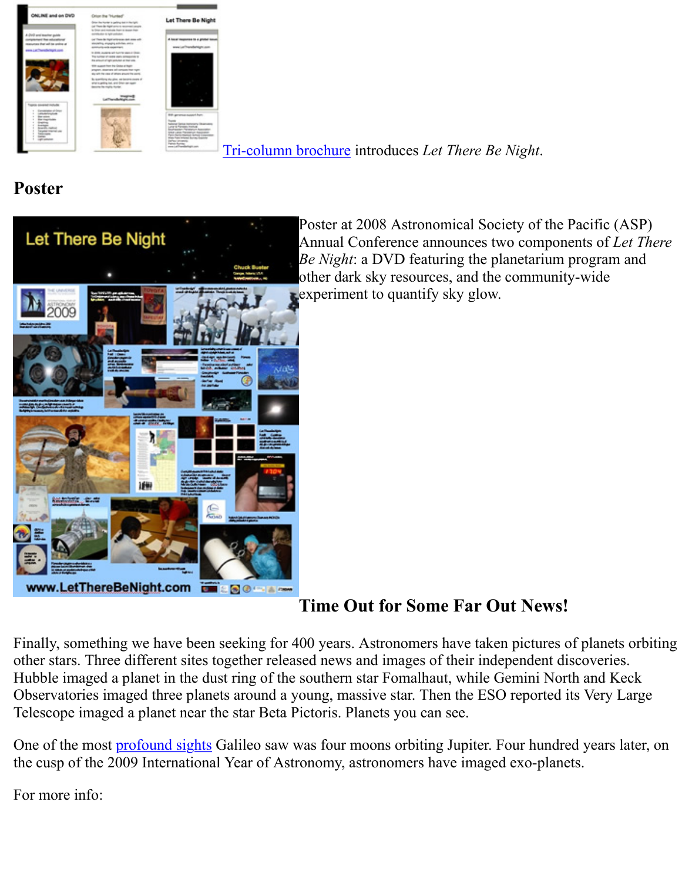Tri-column brochure introduces *Let There Be Night*.

## Poster

Poster at 2008 Astronomical Society of the Pacific (ASP) Annual Conference announces two components of *Let There Be Night*: a DVD featuring the planetarium program and other dark sky resources, and the community-wide experiment to quantify sky glow.

## Time Out for Some Far Out News!

Finally, something we have been seeking for 400 years. Astronomers have taken pictures of planets orbiting other stars. Three different sites together released news and images of their independent discoveries. Hubble imaged a planet in the dust ring of the southern star Fomalhaut, while Gemini North and Keck Observatories imaged three planets around a young, massive star. Then the ESO reported its Very Large Telescope imaged a planet near the star Beta Pictoris. Planets you can see.

One of the most profound sights Galileo saw was four moons orbiting Jupiter. Four hundred years later, on the cusp of the 2009 International Year of Astronomy, astronomers have imaged exo-planets.

For more info: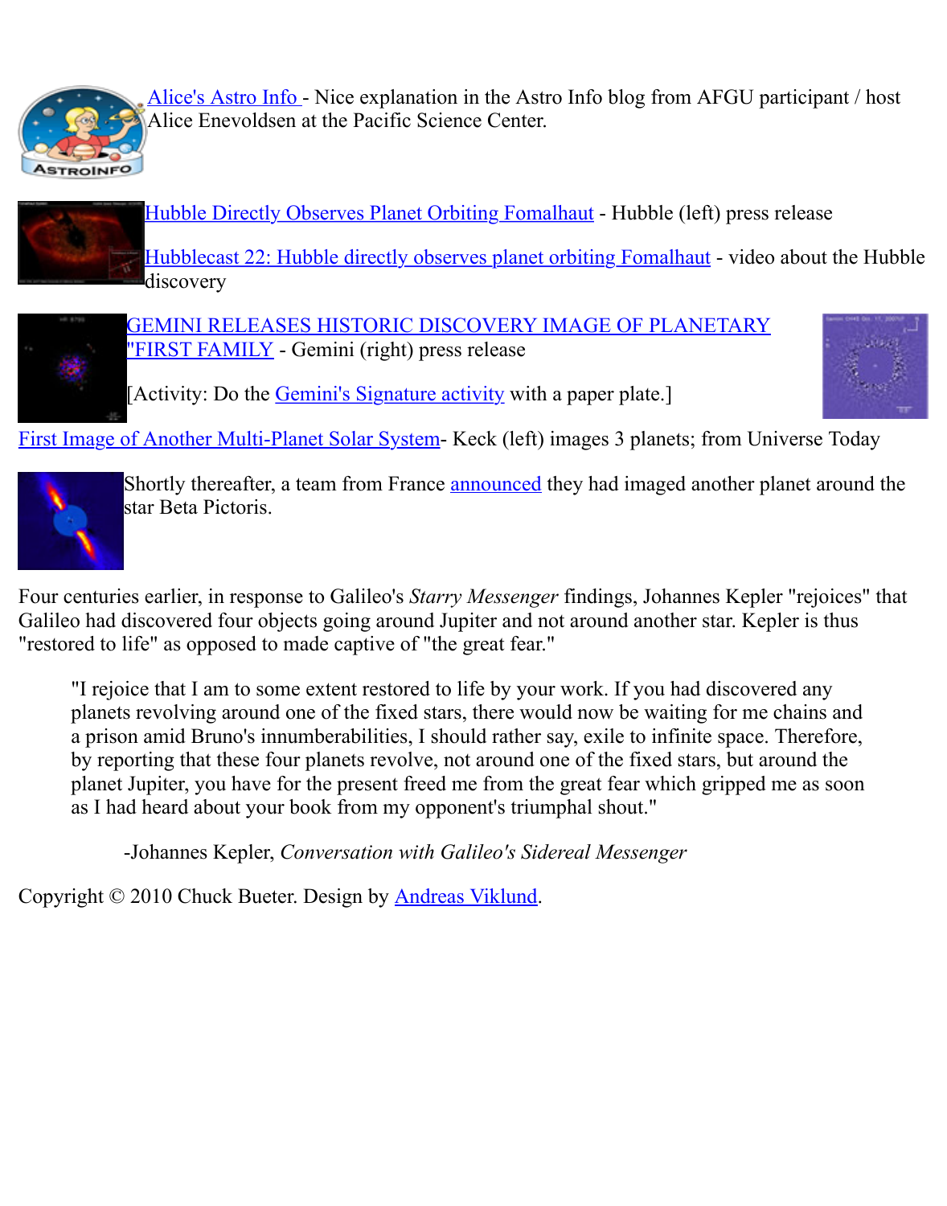Alice's Astro Info - Nice explanation in the Astro Info blog from AFGU participant / host Alice Enevoldsen at the Pacific Science Center.

Hubble Directly Observes Planet Orbiting Fomalhaut - Hubble (left) press release

Hubblecast 22: Hubble directly observes planet orbiting Fomalhaut - video about the Hubble discovery

GEMINI RELEASES HISTORIC DISCOVERY IMAGE OF PLANETARY "FIRST FAMILY - Gemini (right) press release

[Activity: Do the Gemini's Signature activity with a paper plate.]

First Image of Another Multi-Planet Solar System- Keck (left) images 3 planets; from Universe Today

Shortly thereafter, a team from France announced they had imaged another planet around the star Beta Pictoris.

Four centuries earlier, in response to Galileo's *Starry Messenger* findings, Johannes Kepler "rejoices" that Galileo had discovered four objects going around Jupiter and not around another star. Kepler is thus "restored to life" as opposed to made captive of "the great fear."

> "I rejoice that I am to some extent restored to life by your work. If you had discovered any planets revolving around one of the fixed stars, there would now be waiting for me chains and a prison amid Bruno's innumberabilities, I should rather say, exile to infinite space. Therefore, by reporting that these four planets revolve, not around one of the fixed stars, but around the planet Jupiter, you have for the present freed me from the great fear which gripped me as soon as I had heard about your book from my opponent's triumphal shout."
>
> -Johannes Kepler, *Conversation with Galileo's Sidereal Messenger*

Copyright © 2010 Chuck Bueter. Design by Andreas Viklund.